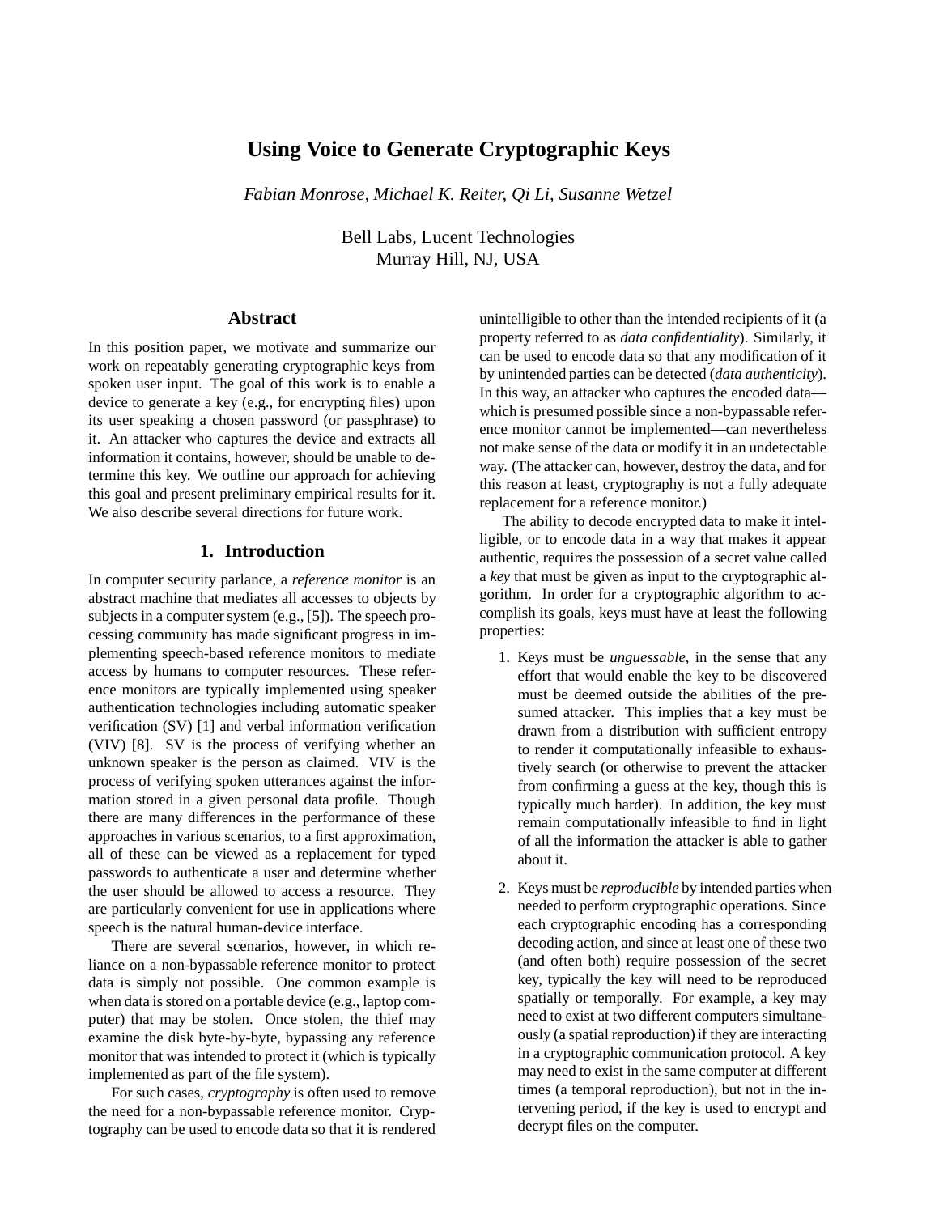# Using Voice to Generate Cryptographic Keys

*Fabian Monrose, Michael K. Reiter, Qi Li, Susanne Wetzel*

Bell Labs, Lucent Technologies
Murray Hill, NJ, USA

## Abstract

In this position paper, we motivate and summarize our work on repeatably generating cryptographic keys from spoken user input. The goal of this work is to enable a device to generate a key (e.g., for encrypting files) upon its user speaking a chosen password (or passphrase) to it. An attacker who captures the device and extracts all information it contains, however, should be unable to determine this key. We outline our approach for achieving this goal and present preliminary empirical results for it. We also describe several directions for future work.

## 1. Introduction

In computer security parlance, a *reference monitor* is an abstract machine that mediates all accesses to objects by subjects in a computer system (e.g., [5]). The speech processing community has made significant progress in implementing speech-based reference monitors to mediate access by humans to computer resources. These reference monitors are typically implemented using speaker authentication technologies including automatic speaker verification (SV) [1] and verbal information verification (VIV) [8]. SV is the process of verifying whether an unknown speaker is the person as claimed. VIV is the process of verifying spoken utterances against the information stored in a given personal data profile. Though there are many differences in the performance of these approaches in various scenarios, to a first approximation, all of these can be viewed as a replacement for typed passwords to authenticate a user and determine whether the user should be allowed to access a resource. They are particularly convenient for use in applications where speech is the natural human-device interface.

There are several scenarios, however, in which reliance on a non-bypassable reference monitor to protect data is simply not possible. One common example is when data is stored on a portable device (e.g., laptop computer) that may be stolen. Once stolen, the thief may examine the disk byte-by-byte, bypassing any reference monitor that was intended to protect it (which is typically implemented as part of the file system).

For such cases, *cryptography* is often used to remove the need for a non-bypassable reference monitor. Cryptography can be used to encode data so that it is rendered unintelligible to other than the intended recipients of it (a property referred to as *data confidentiality*). Similarly, it can be used to encode data so that any modification of it by unintended parties can be detected (*data authenticity*). In this way, an attacker who captures the encoded data—which is presumed possible since a non-bypassable reference monitor cannot be implemented—can nevertheless not make sense of the data or modify it in an undetectable way. (The attacker can, however, destroy the data, and for this reason at least, cryptography is not a fully adequate replacement for a reference monitor.)

The ability to decode encrypted data to make it intelligible, or to encode data in a way that makes it appear authentic, requires the possession of a secret value called a *key* that must be given as input to the cryptographic algorithm. In order for a cryptographic algorithm to accomplish its goals, keys must have at least the following properties:

1. Keys must be *unguessable*, in the sense that any effort that would enable the key to be discovered must be deemed outside the abilities of the presumed attacker. This implies that a key must be drawn from a distribution with sufficient entropy to render it computationally infeasible to exhaustively search (or otherwise to prevent the attacker from confirming a guess at the key, though this is typically much harder). In addition, the key must remain computationally infeasible to find in light of all the information the attacker is able to gather about it.

2. Keys must be *reproducible* by intended parties when needed to perform cryptographic operations. Since each cryptographic encoding has a corresponding decoding action, and since at least one of these two (and often both) require possession of the secret key, typically the key will need to be reproduced spatially or temporally. For example, a key may need to exist at two different computers simultaneously (a spatial reproduction) if they are interacting in a cryptographic communication protocol. A key may need to exist in the same computer at different times (a temporal reproduction), but not in the intervening period, if the key is used to encrypt and decrypt files on the computer.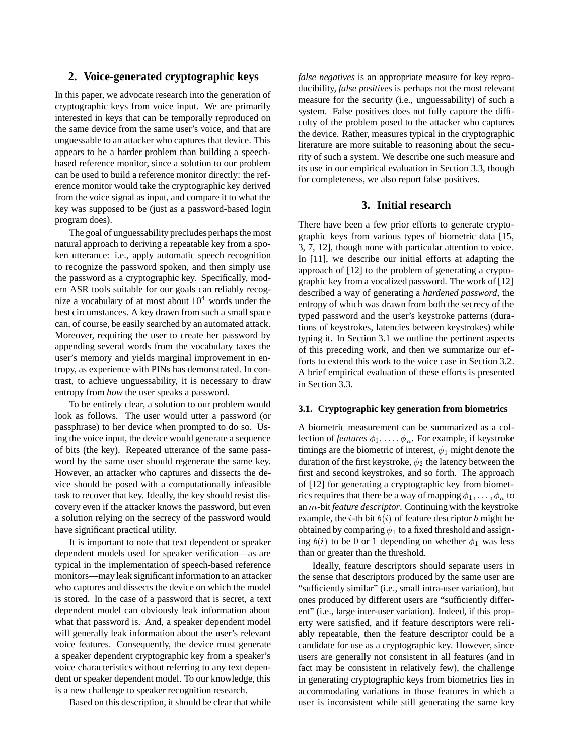## 2. Voice-generated cryptographic keys

In this paper, we advocate research into the generation of cryptographic keys from voice input. We are primarily interested in keys that can be temporally reproduced on the same device from the same user's voice, and that are unguessable to an attacker who captures that device. This appears to be a harder problem than building a speech-based reference monitor, since a solution to our problem can be used to build a reference monitor directly: the reference monitor would take the cryptographic key derived from the voice signal as input, and compare it to what the key was supposed to be (just as a password-based login program does).

The goal of unguessability precludes perhaps the most natural approach to deriving a repeatable key from a spoken utterance: i.e., apply automatic speech recognition to recognize the password spoken, and then simply use the password as a cryptographic key. Specifically, modern ASR tools suitable for our goals can reliably recognize a vocabulary of at most about $10^4$ words under the best circumstances. A key drawn from such a small space can, of course, be easily searched by an automated attack. Moreover, requiring the user to create her password by appending several words from the vocabulary taxes the user's memory and yields marginal improvement in entropy, as experience with PINs has demonstrated. In contrast, to achieve unguessability, it is necessary to draw entropy from *how* the user speaks a password.

To be entirely clear, a solution to our problem would look as follows. The user would utter a password (or passphrase) to her device when prompted to do so. Using the voice input, the device would generate a sequence of bits (the key). Repeated utterance of the same password by the same user should regenerate the same key. However, an attacker who captures and dissects the device should be posed with a computationally infeasible task to recover that key. Ideally, the key should resist discovery even if the attacker knows the password, but even a solution relying on the secrecy of the password would have significant practical utility.

It is important to note that text dependent or speaker dependent models used for speaker verification—as are typical in the implementation of speech-based reference monitors—may leak significant information to an attacker who captures and dissects the device on which the model is stored. In the case of a password that is secret, a text dependent model can obviously leak information about what that password is. And, a speaker dependent model will generally leak information about the user's relevant voice features. Consequently, the device must generate a speaker dependent cryptographic key from a speaker's voice characteristics without referring to any text dependent or speaker dependent model. To our knowledge, this is a new challenge to speaker recognition research.

Based on this description, it should be clear that while *false negatives* is an appropriate measure for key reproducibility, *false positives* is perhaps not the most relevant measure for the security (i.e., unguessability) of such a system. False positives does not fully capture the difficulty of the problem posed to the attacker who captures the device. Rather, measures typical in the cryptographic literature are more suitable to reasoning about the security of such a system. We describe one such measure and its use in our empirical evaluation in Section 3.3, though for completeness, we also report false positives.

## 3. Initial research

There have been a few prior efforts to generate cryptographic keys from various types of biometric data [15, 3, 7, 12], though none with particular attention to voice. In [11], we describe our initial efforts at adapting the approach of [12] to the problem of generating a cryptographic key from a vocalized password. The work of [12] described a way of generating a *hardened password*, the entropy of which was drawn from both the secrecy of the typed password and the user's keystroke patterns (durations of keystrokes, latencies between keystrokes) while typing it. In Section 3.1 we outline the pertinent aspects of this preceding work, and then we summarize our efforts to extend this work to the voice case in Section 3.2. A brief empirical evaluation of these efforts is presented in Section 3.3.

### 3.1. Cryptographic key generation from biometrics

A biometric measurement can be summarized as a collection of *features* $\phi_1, \ldots, \phi_n$. For example, if keystroke timings are the biometric of interest, $\phi_1$ might denote the duration of the first keystroke, $\phi_2$ the latency between the first and second keystrokes, and so forth. The approach of [12] for generating a cryptographic key from biometrics requires that there be a way of mapping $\phi_1, \ldots, \phi_n$ to an $m$-bit *feature descriptor*. Continuing with the keystroke example, the $i$-th bit $b(i)$ of feature descriptor $b$ might be obtained by comparing $\phi_1$ to a fixed threshold and assigning $b(i)$ to be 0 or 1 depending on whether $\phi_1$ was less than or greater than the threshold.

Ideally, feature descriptors should separate users in the sense that descriptors produced by the same user are "sufficiently similar" (i.e., small intra-user variation), but ones produced by different users are "sufficiently different" (i.e., large inter-user variation). Indeed, if this property were satisfied, and if feature descriptors were reliably repeatable, then the feature descriptor could be a candidate for use as a cryptographic key. However, since users are generally not consistent in all features (and in fact may be consistent in relatively few), the challenge in generating cryptographic keys from biometrics lies in accommodating variations in those features in which a user is inconsistent while still generating the same key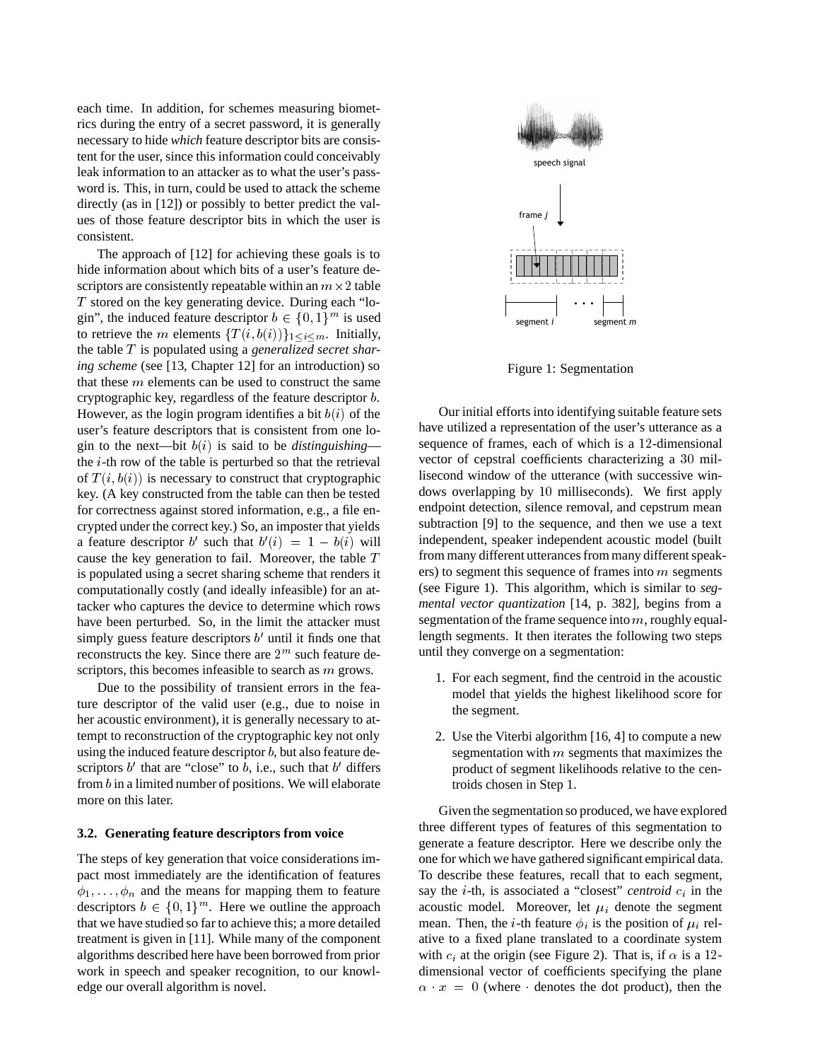each time. In addition, for schemes measuring biometrics during the entry of a secret password, it is generally necessary to hide *which* feature descriptor bits are consistent for the user, since this information could conceivably leak information to an attacker as to what the user's password is. This, in turn, could be used to attack the scheme directly (as in [12]) or possibly to better predict the values of those feature descriptor bits in which the user is consistent.

The approach of [12] for achieving these goals is to hide information about which bits of a user's feature descriptors are consistently repeatable within an $m \times 2$ table $T$ stored on the key generating device. During each "login", the induced feature descriptor $b \in \{0,1\}^m$ is used to retrieve the $m$ elements $\{T(i, b(i))\}_{1 \le i \le m}$. Initially, the table $T$ is populated using a *generalized secret sharing scheme* (see [13, Chapter 12] for an introduction) so that these $m$ elements can be used to construct the same cryptographic key, regardless of the feature descriptor $b$. However, as the login program identifies a bit $b(i)$ of the user's feature descriptors that is consistent from one login to the next—bit $b(i)$ is said to be *distinguishing*—the $i$-th row of the table is perturbed so that the retrieval of $T(i, b(i))$ is necessary to construct that cryptographic key. (A key constructed from the table can then be tested for correctness against stored information, e.g., a file encrypted under the correct key.) So, an imposter that yields a feature descriptor $b'$ such that $b'(i) = 1 - b(i)$ will cause the key generation to fail. Moreover, the table $T$ is populated using a secret sharing scheme that renders it computationally costly (and ideally infeasible) for an attacker who captures the device to determine which rows have been perturbed. So, in the limit the attacker must simply guess feature descriptors $b'$ until it finds one that reconstructs the key. Since there are $2^m$ such feature descriptors, this becomes infeasible to search as $m$ grows.

Due to the possibility of transient errors in the feature descriptor of the valid user (e.g., due to noise in her acoustic environment), it is generally necessary to attempt to reconstruction of the cryptographic key not only using the induced feature descriptor $b$, but also feature descriptors $b'$ that are "close" to $b$, i.e., such that $b'$ differs from $b$ in a limited number of positions. We will elaborate more on this later.

### 3.2. Generating feature descriptors from voice

The steps of key generation that voice considerations impact most immediately are the identification of features $\phi_1, \ldots, \phi_n$ and the means for mapping them to feature descriptors $b \in \{0,1\}^m$. Here we outline the approach that we have studied so far to achieve this; a more detailed treatment is given in [11]. While many of the component algorithms described here have been borrowed from prior work in speech and speaker recognition, to our knowledge our overall algorithm is novel.

Figure 1: Segmentation

Our initial efforts into identifying suitable feature sets have utilized a representation of the user's utterance as a sequence of frames, each of which is a 12-dimensional vector of cepstral coefficients characterizing a 30 millisecond window of the utterance (with successive windows overlapping by 10 milliseconds). We first apply endpoint detection, silence removal, and cepstrum mean subtraction [9] to the sequence, and then we use a text independent, speaker independent acoustic model (built from many different utterances from many different speakers) to segment this sequence of frames into $m$ segments (see Figure 1). This algorithm, which is similar to *segmental vector quantization* [14, p. 382], begins from a segmentation of the frame sequence into $m$, roughly equal-length segments. It then iterates the following two steps until they converge on a segmentation:

1. For each segment, find the centroid in the acoustic model that yields the highest likelihood score for the segment.
2. Use the Viterbi algorithm [16, 4] to compute a new segmentation with $m$ segments that maximizes the product of segment likelihoods relative to the centroids chosen in Step 1.

Given the segmentation so produced, we have explored three different types of features of this segmentation to generate a feature descriptor. Here we describe only the one for which we have gathered significant empirical data. To describe these features, recall that to each segment, say the $i$-th, is associated a "closest" *centroid* $c_i$ in the acoustic model. Moreover, let $\mu_i$ denote the segment mean. Then, the $i$-th feature $\phi_i$ is the position of $\mu_i$ relative to a fixed plane translated to a coordinate system with $c_i$ at the origin (see Figure 2). That is, if $\alpha$ is a 12-dimensional vector of coefficients specifying the plane $\alpha \cdot x = 0$ (where $\cdot$ denotes the dot product), then the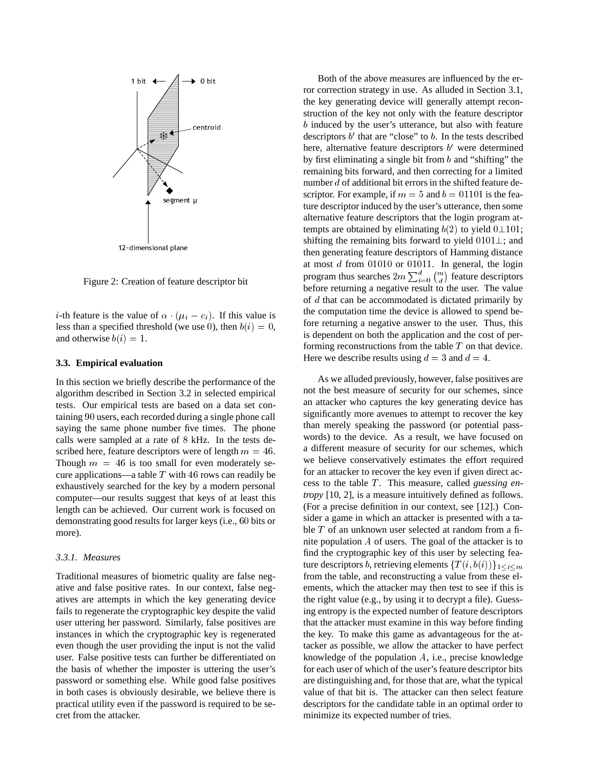Figure 2: Creation of feature descriptor bit

$i$-th feature is the value of $\alpha \cdot (\mu_i - c_i)$. If this value is less than a specified threshold (we use 0), then $b(i) = 0$, and otherwise $b(i) = 1$.

### 3.3. Empirical evaluation

In this section we briefly describe the performance of the algorithm described in Section 3.2 in selected empirical tests. Our empirical tests are based on a data set containing 90 users, each recorded during a single phone call saying the same phone number five times. The phone calls were sampled at a rate of 8 kHz. In the tests described here, feature descriptors were of length $m = 46$. Though $m = 46$ is too small for even moderately secure applications—a table $T$ with 46 rows can readily be exhaustively searched for the key by a modern personal computer—our results suggest that keys of at least this length can be achieved. Our current work is focused on demonstrating good results for larger keys (i.e., 60 bits or more).

#### 3.3.1. Measures

Traditional measures of biometric quality are false negative and false positive rates. In our context, false negatives are attempts in which the key generating device fails to regenerate the cryptographic key despite the valid user uttering her password. Similarly, false positives are instances in which the cryptographic key is regenerated even though the user providing the input is not the valid user. False positive tests can further be differentiated on the basis of whether the imposter is uttering the user's password or something else. While good false positives in both cases is obviously desirable, we believe there is practical utility even if the password is required to be secret from the attacker.

Both of the above measures are influenced by the error correction strategy in use. As alluded in Section 3.1, the key generating device will generally attempt reconstruction of the key not only with the feature descriptor $b$ induced by the user's utterance, but also with feature descriptors $b'$ that are "close" to $b$. In the tests described here, alternative feature descriptors $b'$ were determined by first eliminating a single bit from $b$ and "shifting" the remaining bits forward, and then correcting for a limited number $d$ of additional bit errors in the shifted feature descriptor. For example, if $m = 5$ and $b = 01101$ is the feature descriptor induced by the user's utterance, then some alternative feature descriptors that the login program attempts are obtained by eliminating $b(2)$ to yield $0\bot101$; shifting the remaining bits forward to yield $0101\bot$; and then generating feature descriptors of Hamming distance at most $d$ from 01010 or 01011. In general, the login program thus searches $2m \sum_{i=0}^{d} \binom{m}{d}$ feature descriptors before returning a negative result to the user. The value of $d$ that can be accommodated is dictated primarily by the computation time the device is allowed to spend before returning a negative answer to the user. Thus, this is dependent on both the application and the cost of performing reconstructions from the table $T$ on that device. Here we describe results using $d = 3$ and $d = 4$.

As we alluded previously, however, false positives are not the best measure of security for our schemes, since an attacker who captures the key generating device has significantly more avenues to attempt to recover the key than merely speaking the password (or potential passwords) to the device. As a result, we have focused on a different measure of security for our schemes, which we believe conservatively estimates the effort required for an attacker to recover the key even if given direct access to the table $T$. This measure, called *guessing entropy* [10, 2], is a measure intuitively defined as follows. (For a precise definition in our context, see [12].) Consider a game in which an attacker is presented with a table $T$ of an unknown user selected at random from a finite population $A$ of users. The goal of the attacker is to find the cryptographic key of this user by selecting feature descriptors $b$, retrieving elements $\{T(i, b(i))\}_{1 \le i \le m}$ from the table, and reconstructing a value from these elements, which the attacker may then test to see if this is the right value (e.g., by using it to decrypt a file). Guessing entropy is the expected number of feature descriptors that the attacker must examine in this way before finding the key. To make this game as advantageous for the attacker as possible, we allow the attacker to have perfect knowledge of the population $A$, i.e., precise knowledge for each user of which of the user's feature descriptor bits are distinguishing and, for those that are, what the typical value of that bit is. The attacker can then select feature descriptors for the candidate table in an optimal order to minimize its expected number of tries.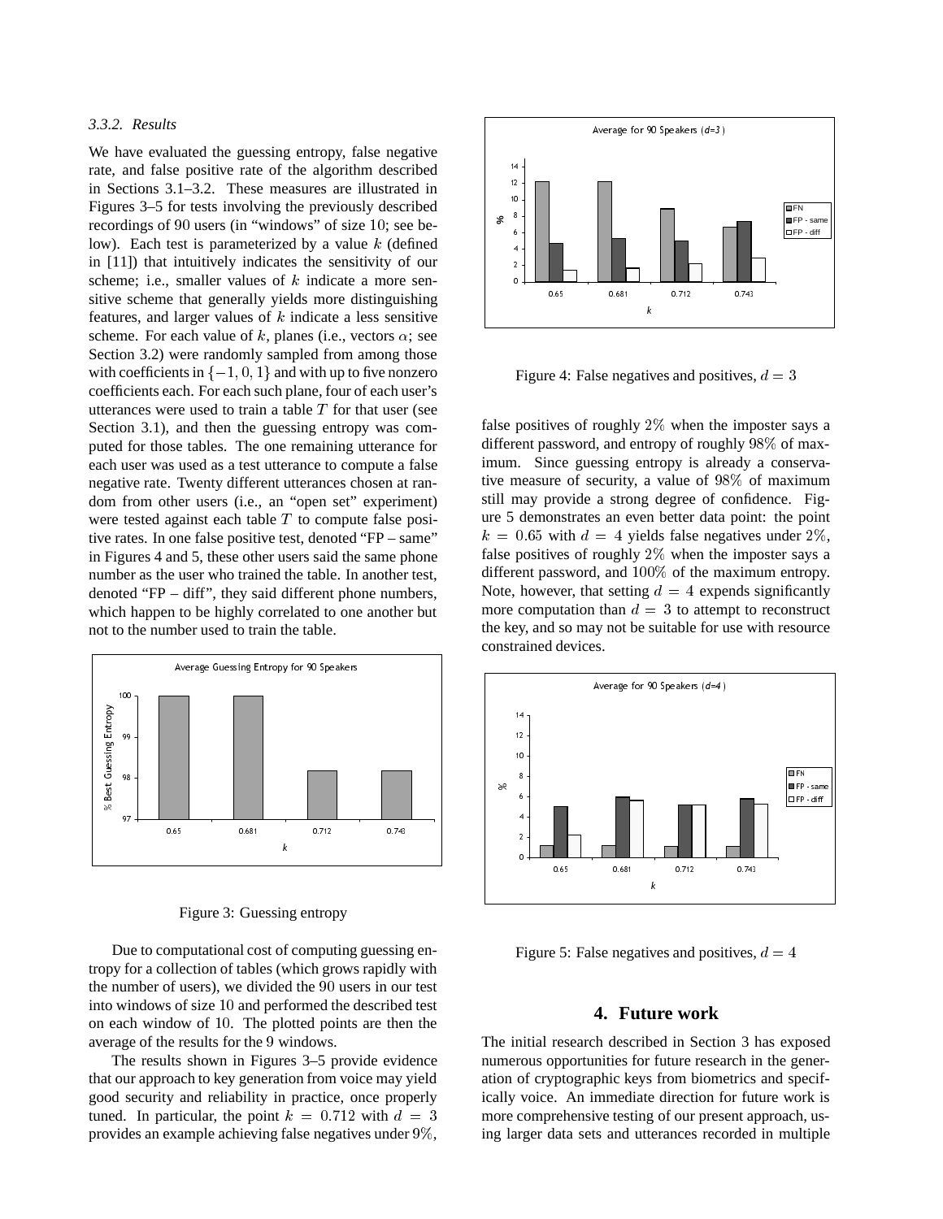### 3.3.2. Results

We have evaluated the guessing entropy, false negative rate, and false positive rate of the algorithm described in Sections 3.1–3.2. These measures are illustrated in Figures 3–5 for tests involving the previously described recordings of 90 users (in "windows" of size 10; see below). Each test is parameterized by a value $k$ (defined in [11]) that intuitively indicates the sensitivity of our scheme; i.e., smaller values of $k$ indicate a more sensitive scheme that generally yields more distinguishing features, and larger values of $k$ indicate a less sensitive scheme. For each value of $k$, planes (i.e., vectors $\alpha$; see Section 3.2) were randomly sampled from among those with coefficients in $\{-1, 0, 1\}$ and with up to five nonzero coefficients each. For each such plane, four of each user's utterances were used to train a table $T$ for that user (see Section 3.1), and then the guessing entropy was computed for those tables. The one remaining utterance for each user was used as a test utterance to compute a false negative rate. Twenty different utterances chosen at random from other users (i.e., an "open set" experiment) were tested against each table $T$ to compute false positive rates. In one false positive test, denoted "FP – same" in Figures 4 and 5, these other users said the same phone number as the user who trained the table. In another test, denoted "FP – diff", they said different phone numbers, which happen to be highly correlated to one another but not to the number used to train the table.

Figure 3: Guessing entropy

Due to computational cost of computing guessing entropy for a collection of tables (which grows rapidly with the number of users), we divided the 90 users in our test into windows of size 10 and performed the described test on each window of 10. The plotted points are then the average of the results for the 9 windows.

The results shown in Figures 3–5 provide evidence that our approach to key generation from voice may yield good security and reliability in practice, once properly tuned. In particular, the point $k = 0.712$ with $d = 3$ provides an example achieving false negatives under 9%, false positives of roughly 2% when the imposter says a different password, and entropy of roughly 98% of maximum. Since guessing entropy is already a conservative measure of security, a value of 98% of maximum still may provide a strong degree of confidence. Figure 5 demonstrates an even better data point: the point $k = 0.65$ with $d = 4$ yields false negatives under 2%, false positives of roughly 2% when the imposter says a different password, and 100% of the maximum entropy. Note, however, that setting $d = 4$ expends significantly more computation than $d = 3$ to attempt to reconstruct the key, and so may not be suitable for use with resource constrained devices.

Figure 4: False negatives and positives, $d = 3$

Figure 5: False negatives and positives, $d = 4$

## 4. Future work

The initial research described in Section 3 has exposed numerous opportunities for future research in the generation of cryptographic keys from biometrics and specifically voice. An immediate direction for future work is more comprehensive testing of our present approach, using larger data sets and utterances recorded in multiple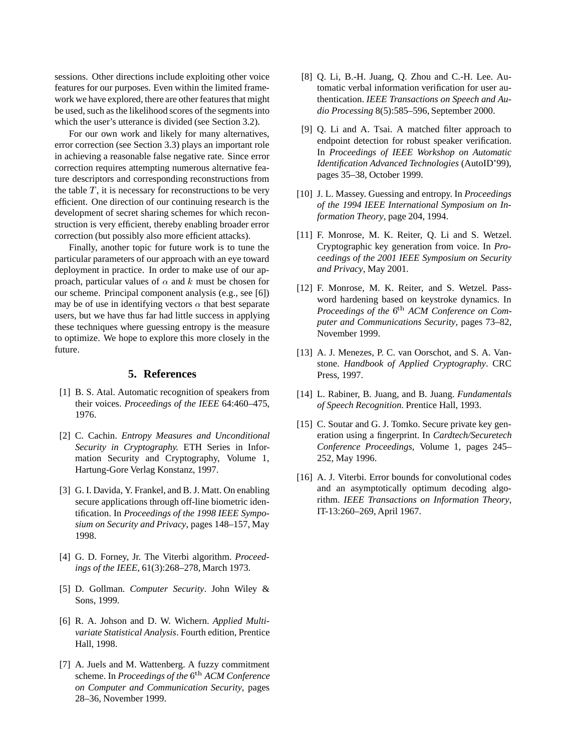sessions. Other directions include exploiting other voice features for our purposes. Even within the limited framework we have explored, there are other features that might be used, such as the likelihood scores of the segments into which the user's utterance is divided (see Section 3.2).

For our own work and likely for many alternatives, error correction (see Section 3.3) plays an important role in achieving a reasonable false negative rate. Since error correction requires attempting numerous alternative feature descriptors and corresponding reconstructions from the table $T$, it is necessary for reconstructions to be very efficient. One direction of our continuing research is the development of secret sharing schemes for which reconstruction is very efficient, thereby enabling broader error correction (but possibly also more efficient attacks).

Finally, another topic for future work is to tune the particular parameters of our approach with an eye toward deployment in practice. In order to make use of our approach, particular values of $\alpha$ and $k$ must be chosen for our scheme. Principal component analysis (e.g., see [6]) may be of use in identifying vectors $\alpha$ that best separate users, but we have thus far had little success in applying these techniques where guessing entropy is the measure to optimize. We hope to explore this more closely in the future.

## 5. References

[1] B. S. Atal. Automatic recognition of speakers from their voices. *Proceedings of the IEEE* 64:460–475, 1976.

[2] C. Cachin. *Entropy Measures and Unconditional Security in Cryptography.* ETH Series in Information Security and Cryptography, Volume 1, Hartung-Gore Verlag Konstanz, 1997.

[3] G. I. Davida, Y. Frankel, and B. J. Matt. On enabling secure applications through off-line biometric identification. In *Proceedings of the 1998 IEEE Symposium on Security and Privacy*, pages 148–157, May 1998.

[4] G. D. Forney, Jr. The Viterbi algorithm. *Proceedings of the IEEE*, 61(3):268–278, March 1973.

[5] D. Gollman. *Computer Security*. John Wiley & Sons, 1999.

[6] R. A. Johson and D. W. Wichern. *Applied Multivariate Statistical Analysis*. Fourth edition, Prentice Hall, 1998.

[7] A. Juels and M. Wattenberg. A fuzzy commitment scheme. In *Proceedings of the* $6^{\text{th}}$ *ACM Conference on Computer and Communication Security*, pages 28–36, November 1999.

[8] Q. Li, B.-H. Juang, Q. Zhou and C.-H. Lee. Automatic verbal information verification for user authentication. *IEEE Transactions on Speech and Audio Processing* 8(5):585–596, September 2000.

[9] Q. Li and A. Tsai. A matched filter approach to endpoint detection for robust speaker verification. In *Proceedings of IEEE Workshop on Automatic Identification Advanced Technologies* (AutoID'99), pages 35–38, October 1999.

[10] J. L. Massey. Guessing and entropy. In *Proceedings of the 1994 IEEE International Symposium on Information Theory*, page 204, 1994.

[11] F. Monrose, M. K. Reiter, Q. Li and S. Wetzel. Cryptographic key generation from voice. In *Proceedings of the 2001 IEEE Symposium on Security and Privacy*, May 2001.

[12] F. Monrose, M. K. Reiter, and S. Wetzel. Password hardening based on keystroke dynamics. In *Proceedings of the* $6^{\text{th}}$ *ACM Conference on Computer and Communications Security*, pages 73–82, November 1999.

[13] A. J. Menezes, P. C. van Oorschot, and S. A. Vanstone. *Handbook of Applied Cryptography*. CRC Press, 1997.

[14] L. Rabiner, B. Juang, and B. Juang. *Fundamentals of Speech Recognition*. Prentice Hall, 1993.

[15] C. Soutar and G. J. Tomko. Secure private key generation using a fingerprint. In *Cardtech/Securetech Conference Proceedings*, Volume 1, pages 245–252, May 1996.

[16] A. J. Viterbi. Error bounds for convolutional codes and an asymptotically optimum decoding algorithm. *IEEE Transactions on Information Theory*, IT-13:260–269, April 1967.